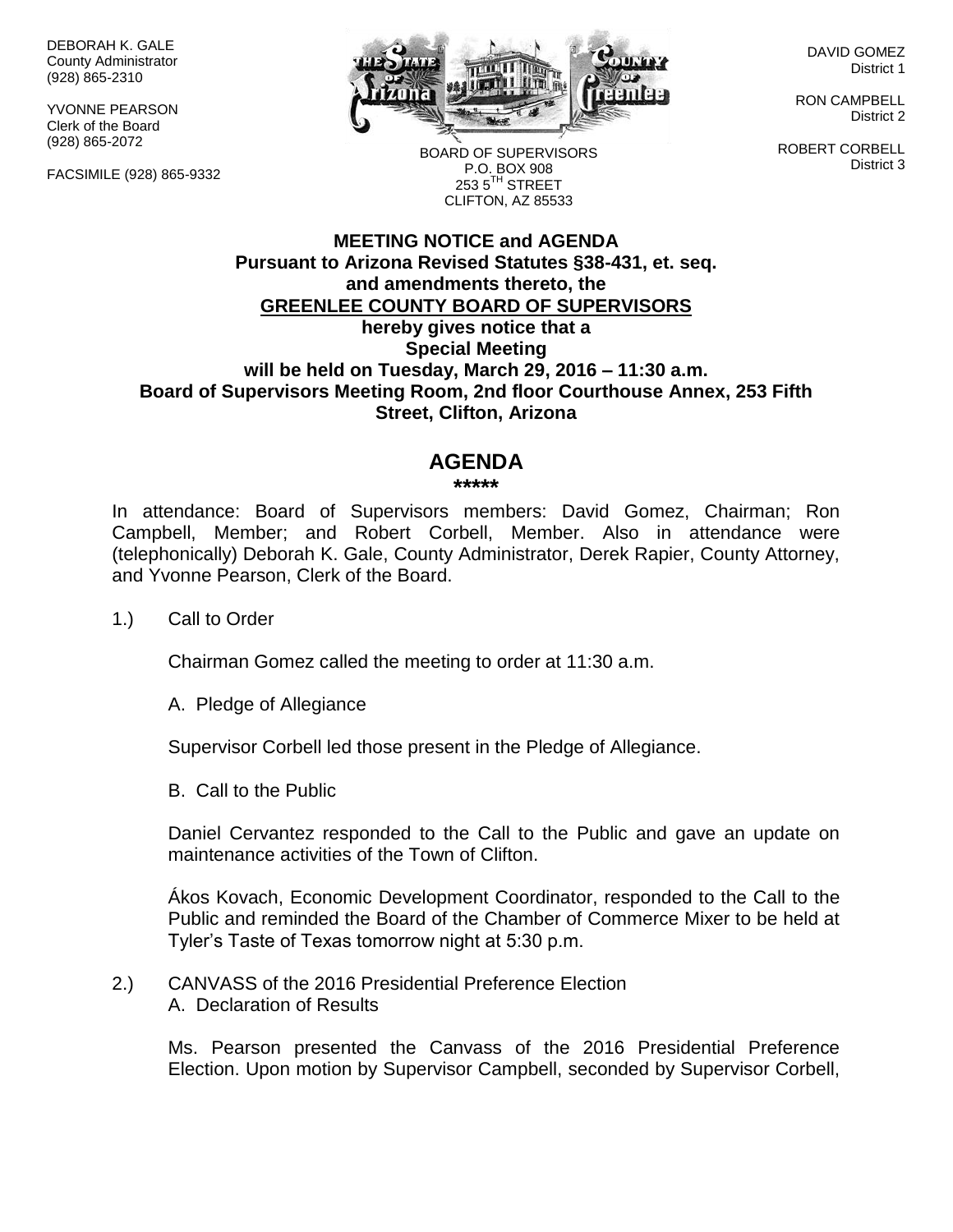DEBORAH K. GALE
County Administrator
(928) 865-2310

YVONNE PEARSON
Clerk of the Board
(928) 865-2072

FACSIMILE (928) 865-9332

BOARD OF SUPERVISORS
P.O. BOX 908
253 5TH STREET
CLIFTON, AZ 85533

DAVID GOMEZ
District 1

RON CAMPBELL
District 2

ROBERT CORBELL
District 3

**MEETING NOTICE and AGENDA**
**Pursuant to Arizona Revised Statutes §38-431, et. seq.**
**and amendments thereto, the**
**GREENLEE COUNTY BOARD OF SUPERVISORS**
**hereby gives notice that a**
**Special Meeting**
**will be held on Tuesday, March 29, 2016 – 11:30 a.m.**
**Board of Supervisors Meeting Room, 2nd floor Courthouse Annex, 253 Fifth Street, Clifton, Arizona**

# AGENDA

**\*\*\*\*\***

In attendance: Board of Supervisors members: David Gomez, Chairman; Ron Campbell, Member; and Robert Corbell, Member. Also in attendance were (telephonically) Deborah K. Gale, County Administrator, Derek Rapier, County Attorney, and Yvonne Pearson, Clerk of the Board.

1.) Call to Order

Chairman Gomez called the meeting to order at 11:30 a.m.

A. Pledge of Allegiance

Supervisor Corbell led those present in the Pledge of Allegiance.

B. Call to the Public

Daniel Cervantez responded to the Call to the Public and gave an update on maintenance activities of the Town of Clifton.

Ákos Kovach, Economic Development Coordinator, responded to the Call to the Public and reminded the Board of the Chamber of Commerce Mixer to be held at Tyler's Taste of Texas tomorrow night at 5:30 p.m.

2.) CANVASS of the 2016 Presidential Preference Election
A. Declaration of Results

Ms. Pearson presented the Canvass of the 2016 Presidential Preference Election. Upon motion by Supervisor Campbell, seconded by Supervisor Corbell,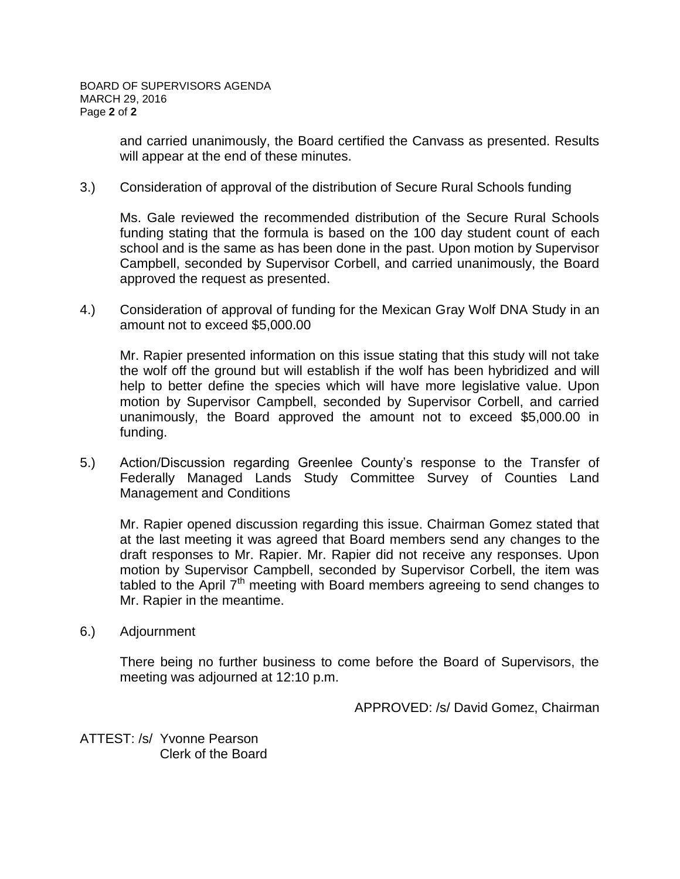and carried unanimously, the Board certified the Canvass as presented. Results will appear at the end of these minutes.

3.) Consideration of approval of the distribution of Secure Rural Schools funding

Ms. Gale reviewed the recommended distribution of the Secure Rural Schools funding stating that the formula is based on the 100 day student count of each school and is the same as has been done in the past. Upon motion by Supervisor Campbell, seconded by Supervisor Corbell, and carried unanimously, the Board approved the request as presented.

4.) Consideration of approval of funding for the Mexican Gray Wolf DNA Study in an amount not to exceed $5,000.00

Mr. Rapier presented information on this issue stating that this study will not take the wolf off the ground but will establish if the wolf has been hybridized and will help to better define the species which will have more legislative value. Upon motion by Supervisor Campbell, seconded by Supervisor Corbell, and carried unanimously, the Board approved the amount not to exceed $5,000.00 in funding.

5.) Action/Discussion regarding Greenlee County's response to the Transfer of Federally Managed Lands Study Committee Survey of Counties Land Management and Conditions

Mr. Rapier opened discussion regarding this issue. Chairman Gomez stated that at the last meeting it was agreed that Board members send any changes to the draft responses to Mr. Rapier. Mr. Rapier did not receive any responses. Upon motion by Supervisor Campbell, seconded by Supervisor Corbell, the item was tabled to the April 7th meeting with Board members agreeing to send changes to Mr. Rapier in the meantime.

6.) Adjournment

There being no further business to come before the Board of Supervisors, the meeting was adjourned at 12:10 p.m.

APPROVED: /s/ David Gomez, Chairman

ATTEST: /s/ Yvonne Pearson
Clerk of the Board